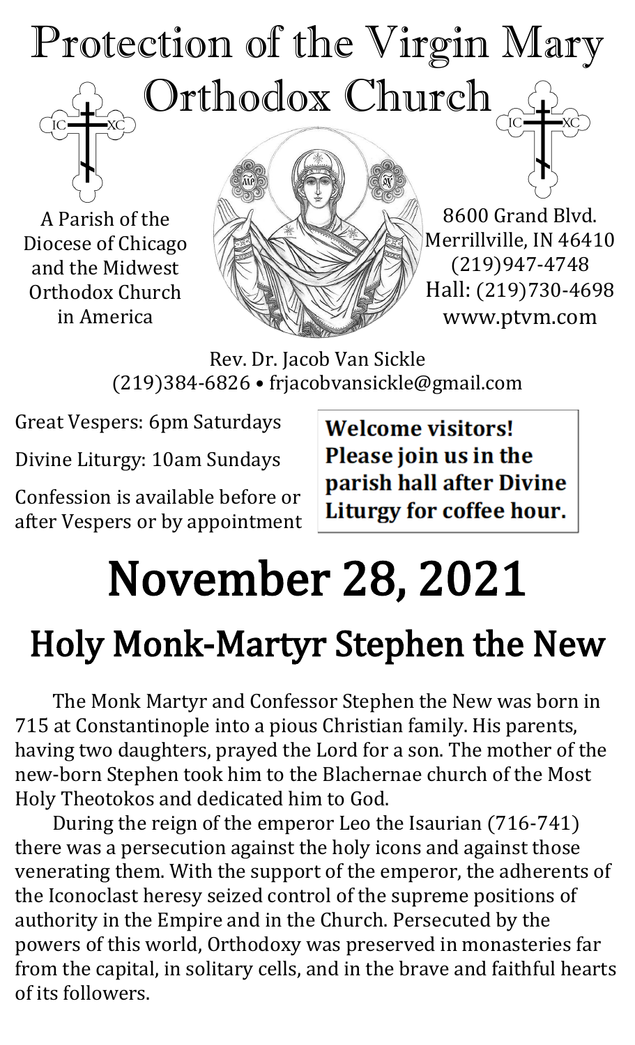# Protection of the Virgin Mary Orthodox Church

A Parish of the Diocese of Chicago and the Midwest Orthodox Church in America

8600 Grand Blvd.
Merrillville, IN 46410
(219)947-4748
Hall: (219)730-4698
www.ptvm.com

Rev. Dr. Jacob Van Sickle
(219)384-6826 • frjacobvansickle@gmail.com

Great Vespers: 6pm Saturdays

Divine Liturgy: 10am Sundays

Confession is available before or after Vespers or by appointment

**Welcome visitors! Please join us in the parish hall after Divine Liturgy for coffee hour.**

# November 28, 2021

## Holy Monk-Martyr Stephen the New

The Monk Martyr and Confessor Stephen the New was born in 715 at Constantinople into a pious Christian family. His parents, having two daughters, prayed the Lord for a son. The mother of the new-born Stephen took him to the Blachernae church of the Most Holy Theotokos and dedicated him to God.

During the reign of the emperor Leo the Isaurian (716-741) there was a persecution against the holy icons and against those venerating them. With the support of the emperor, the adherents of the Iconoclast heresy seized control of the supreme positions of authority in the Empire and in the Church. Persecuted by the powers of this world, Orthodoxy was preserved in monasteries far from the capital, in solitary cells, and in the brave and faithful hearts of its followers.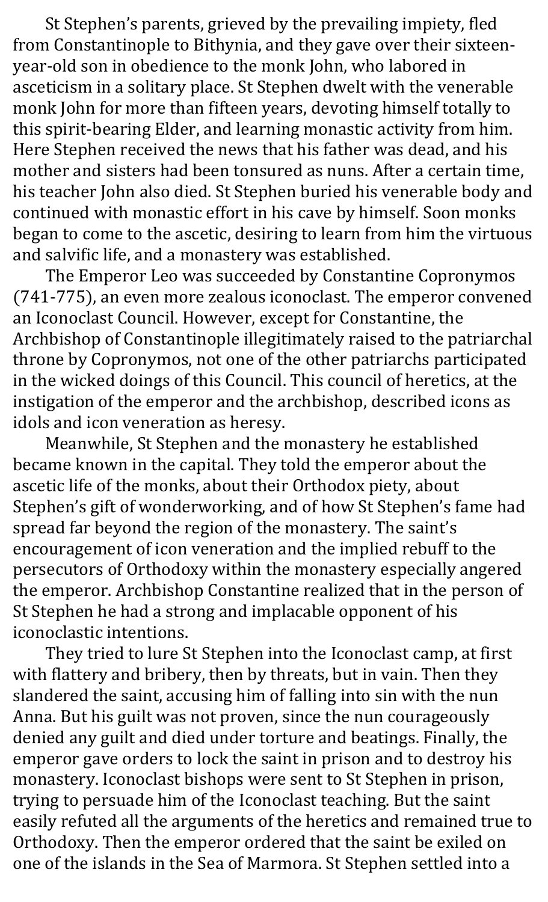St Stephen's parents, grieved by the prevailing impiety, fled from Constantinople to Bithynia, and they gave over their sixteen-year-old son in obedience to the monk John, who labored in asceticism in a solitary place. St Stephen dwelt with the venerable monk John for more than fifteen years, devoting himself totally to this spirit-bearing Elder, and learning monastic activity from him. Here Stephen received the news that his father was dead, and his mother and sisters had been tonsured as nuns. After a certain time, his teacher John also died. St Stephen buried his venerable body and continued with monastic effort in his cave by himself. Soon monks began to come to the ascetic, desiring to learn from him the virtuous and salvific life, and a monastery was established.

The Emperor Leo was succeeded by Constantine Copronymos (741-775), an even more zealous iconoclast. The emperor convened an Iconoclast Council. However, except for Constantine, the Archbishop of Constantinople illegitimately raised to the patriarchal throne by Copronymos, not one of the other patriarchs participated in the wicked doings of this Council. This council of heretics, at the instigation of the emperor and the archbishop, described icons as idols and icon veneration as heresy.

Meanwhile, St Stephen and the monastery he established became known in the capital. They told the emperor about the ascetic life of the monks, about their Orthodox piety, about Stephen's gift of wonderworking, and of how St Stephen's fame had spread far beyond the region of the monastery. The saint's encouragement of icon veneration and the implied rebuff to the persecutors of Orthodoxy within the monastery especially angered the emperor. Archbishop Constantine realized that in the person of St Stephen he had a strong and implacable opponent of his iconoclastic intentions.

They tried to lure St Stephen into the Iconoclast camp, at first with flattery and bribery, then by threats, but in vain. Then they slandered the saint, accusing him of falling into sin with the nun Anna. But his guilt was not proven, since the nun courageously denied any guilt and died under torture and beatings. Finally, the emperor gave orders to lock the saint in prison and to destroy his monastery. Iconoclast bishops were sent to St Stephen in prison, trying to persuade him of the Iconoclast teaching. But the saint easily refuted all the arguments of the heretics and remained true to Orthodoxy. Then the emperor ordered that the saint be exiled on one of the islands in the Sea of Marmora. St Stephen settled into a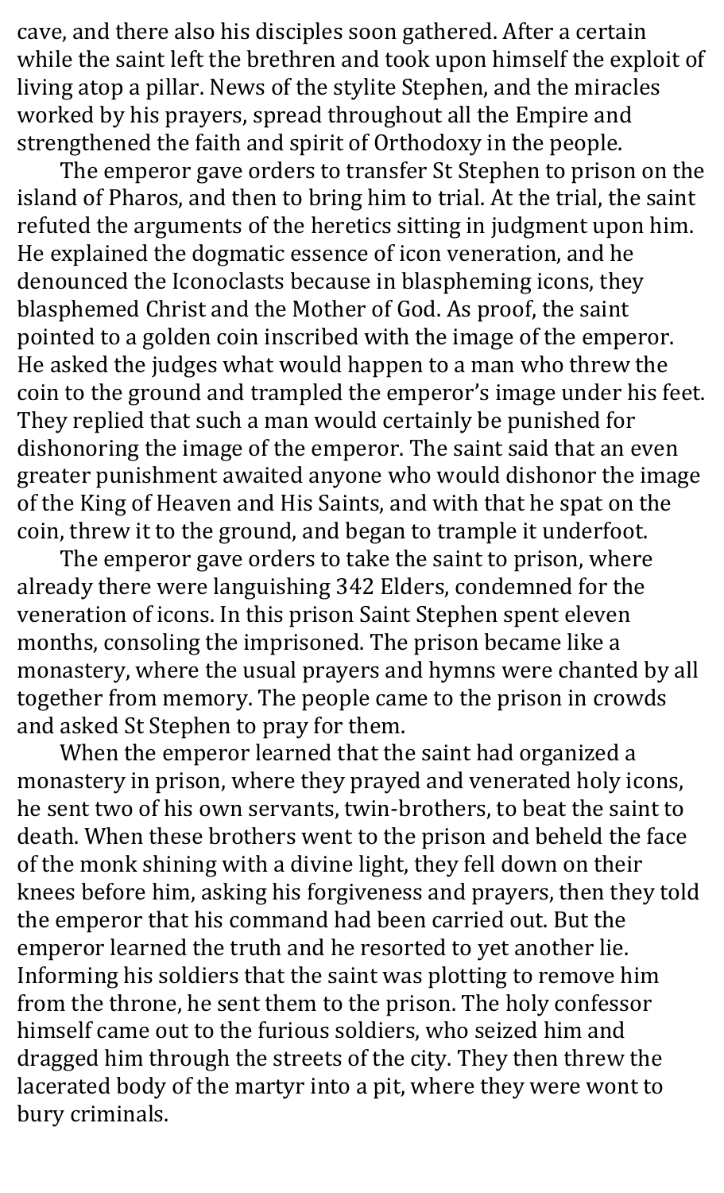cave, and there also his disciples soon gathered. After a certain while the saint left the brethren and took upon himself the exploit of living atop a pillar. News of the stylite Stephen, and the miracles worked by his prayers, spread throughout all the Empire and strengthened the faith and spirit of Orthodoxy in the people.

The emperor gave orders to transfer St Stephen to prison on the island of Pharos, and then to bring him to trial. At the trial, the saint refuted the arguments of the heretics sitting in judgment upon him. He explained the dogmatic essence of icon veneration, and he denounced the Iconoclasts because in blaspheming icons, they blasphemed Christ and the Mother of God. As proof, the saint pointed to a golden coin inscribed with the image of the emperor. He asked the judges what would happen to a man who threw the coin to the ground and trampled the emperor's image under his feet. They replied that such a man would certainly be punished for dishonoring the image of the emperor. The saint said that an even greater punishment awaited anyone who would dishonor the image of the King of Heaven and His Saints, and with that he spat on the coin, threw it to the ground, and began to trample it underfoot.

The emperor gave orders to take the saint to prison, where already there were languishing 342 Elders, condemned for the veneration of icons. In this prison Saint Stephen spent eleven months, consoling the imprisoned. The prison became like a monastery, where the usual prayers and hymns were chanted by all together from memory. The people came to the prison in crowds and asked St Stephen to pray for them.

When the emperor learned that the saint had organized a monastery in prison, where they prayed and venerated holy icons, he sent two of his own servants, twin-brothers, to beat the saint to death. When these brothers went to the prison and beheld the face of the monk shining with a divine light, they fell down on their knees before him, asking his forgiveness and prayers, then they told the emperor that his command had been carried out. But the emperor learned the truth and he resorted to yet another lie. Informing his soldiers that the saint was plotting to remove him from the throne, he sent them to the prison. The holy confessor himself came out to the furious soldiers, who seized him and dragged him through the streets of the city. They then threw the lacerated body of the martyr into a pit, where they were wont to bury criminals.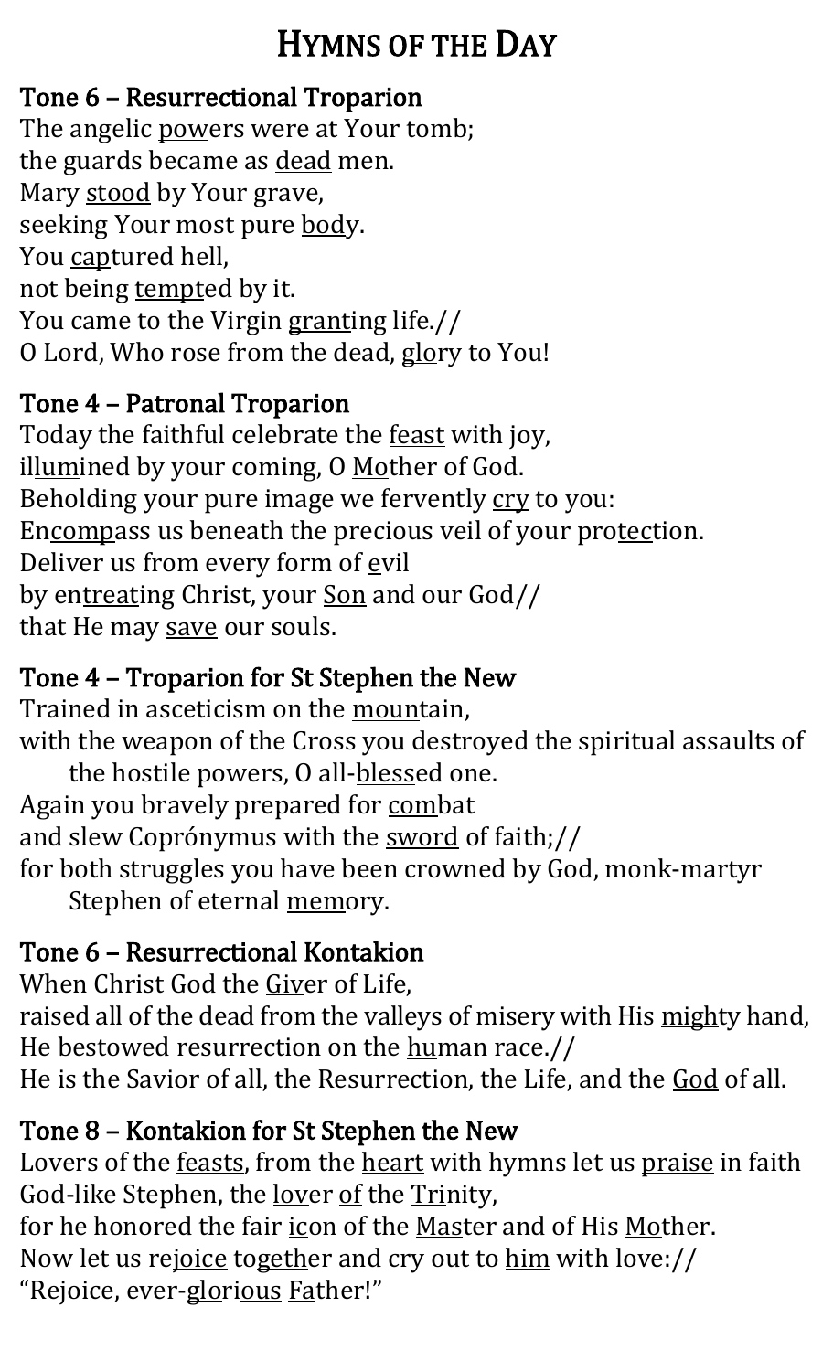# Hymns of the Day

## Tone 6 – Resurrectional Troparion

The angelic powers were at Your tomb;
the guards became as dead men.
Mary stood by Your grave,
seeking Your most pure body.
You captured hell,
not being tempted by it.
You came to the Virgin granting life.//
O Lord, Who rose from the dead, glory to You!

## Tone 4 – Patronal Troparion

Today the faithful celebrate the feast with joy,
illumined by your coming, O Mother of God.
Beholding your pure image we fervently cry to you:
Encompass us beneath the precious veil of your protection.
Deliver us from every form of evil
by entreating Christ, your Son and our God//
that He may save our souls.

## Tone 4 – Troparion for St Stephen the New

Trained in asceticism on the mountain,
with the weapon of the Cross you destroyed the spiritual assaults of the hostile powers, O all-blessed one.
Again you bravely prepared for combat
and slew Coprónymus with the sword of faith;//
for both struggles you have been crowned by God, monk-martyr Stephen of eternal memory.

## Tone 6 – Resurrectional Kontakion

When Christ God the Giver of Life,
raised all of the dead from the valleys of misery with His mighty hand,
He bestowed resurrection on the human race.//
He is the Savior of all, the Resurrection, the Life, and the God of all.

## Tone 8 – Kontakion for St Stephen the New

Lovers of the feasts, from the heart with hymns let us praise in faith
God-like Stephen, the lover of the Trinity,
for he honored the fair icon of the Master and of His Mother.
Now let us rejoice together and cry out to him with love://
"Rejoice, ever-glorious Father!"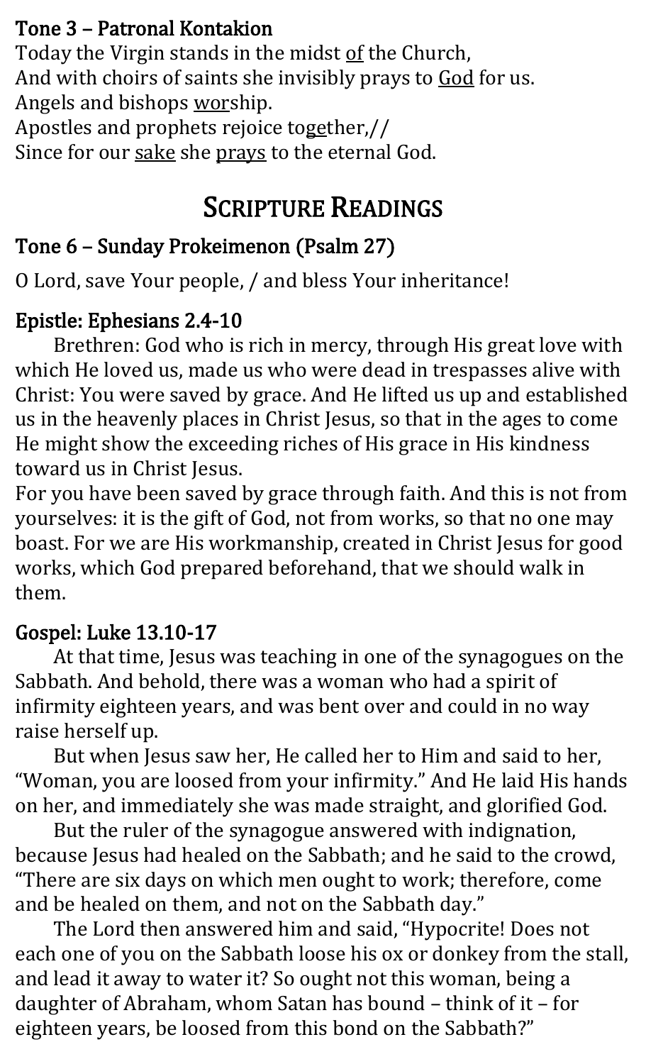### Tone 3 – Patronal Kontakion

Today the Virgin stands in the midst <u>of</u> the Church,
And with choirs of saints she invisibly prays to <u>God</u> for us.
Angels and bishops <u>wor</u>ship.
Apostles and prophets rejoice to<u>ge</u>ther,//
Since for our <u>sake</u> she <u>prays</u> to the eternal God.

## Scripture Readings

### Tone 6 – Sunday Prokeimenon (Psalm 27)

O Lord, save Your people, / and bless Your inheritance!

### Epistle: Ephesians 2.4-10

Brethren: God who is rich in mercy, through His great love with which He loved us, made us who were dead in trespasses alive with Christ: You were saved by grace. And He lifted us up and established us in the heavenly places in Christ Jesus, so that in the ages to come He might show the exceeding riches of His grace in His kindness toward us in Christ Jesus.

For you have been saved by grace through faith. And this is not from yourselves: it is the gift of God, not from works, so that no one may boast. For we are His workmanship, created in Christ Jesus for good works, which God prepared beforehand, that we should walk in them.

### Gospel: Luke 13.10-17

At that time, Jesus was teaching in one of the synagogues on the Sabbath. And behold, there was a woman who had a spirit of infirmity eighteen years, and was bent over and could in no way raise herself up.

But when Jesus saw her, He called her to Him and said to her, "Woman, you are loosed from your infirmity." And He laid His hands on her, and immediately she was made straight, and glorified God.

But the ruler of the synagogue answered with indignation, because Jesus had healed on the Sabbath; and he said to the crowd, "There are six days on which men ought to work; therefore, come and be healed on them, and not on the Sabbath day."

The Lord then answered him and said, "Hypocrite! Does not each one of you on the Sabbath loose his ox or donkey from the stall, and lead it away to water it? So ought not this woman, being a daughter of Abraham, whom Satan has bound – think of it – for eighteen years, be loosed from this bond on the Sabbath?"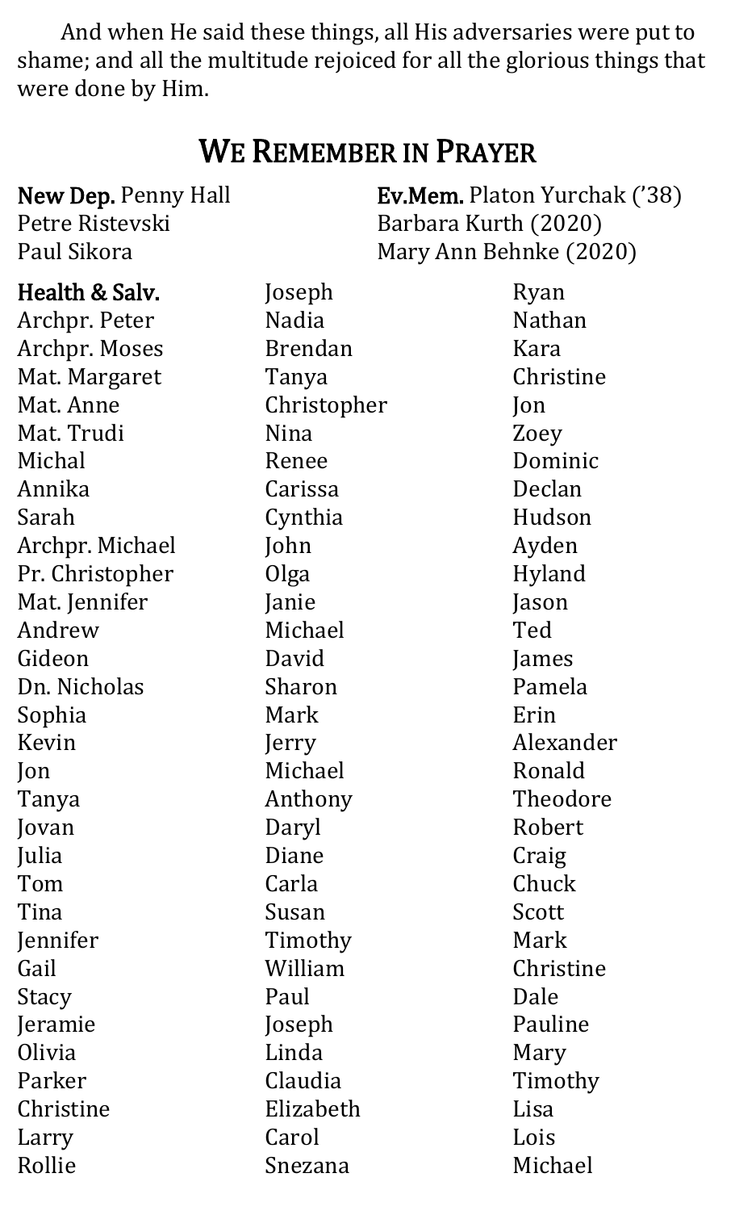And when He said these things, all His adversaries were put to shame; and all the multitude rejoiced for all the glorious things that were done by Him.

## We Remember in Prayer

**New Dep.** Penny Hall
Petre Ristevski
Paul Sikora

**Ev.Mem.** Platon Yurchak ('38)
Barbara Kurth (2020)
Mary Ann Behnke (2020)

**Health & Salv.**
Archpr. Peter
Archpr. Moses
Mat. Margaret
Mat. Anne
Mat. Trudi
Michal
Annika
Sarah
Archpr. Michael
Pr. Christopher
Mat. Jennifer
Andrew
Gideon
Dn. Nicholas
Sophia
Kevin
Jon
Tanya
Jovan
Julia
Tom
Tina
Jennifer
Gail
Stacy
Jeramie
Olivia
Parker
Christine
Larry
Rollie
Joseph
Nadia
Brendan
Tanya
Christopher
Nina
Renee
Carissa
Cynthia
John
Olga
Janie
Michael
David
Sharon
Mark
Jerry
Michael
Anthony
Daryl
Diane
Carla
Susan
Timothy
William
Paul
Joseph
Linda
Claudia
Elizabeth
Carol
Snezana
Ryan
Nathan
Kara
Christine
Jon
Zoey
Dominic
Declan
Hudson
Ayden
Hyland
Jason
Ted
James
Pamela
Erin
Alexander
Ronald
Theodore
Robert
Craig
Chuck
Scott
Mark
Christine
Dale
Pauline
Mary
Timothy
Lisa
Lois
Michael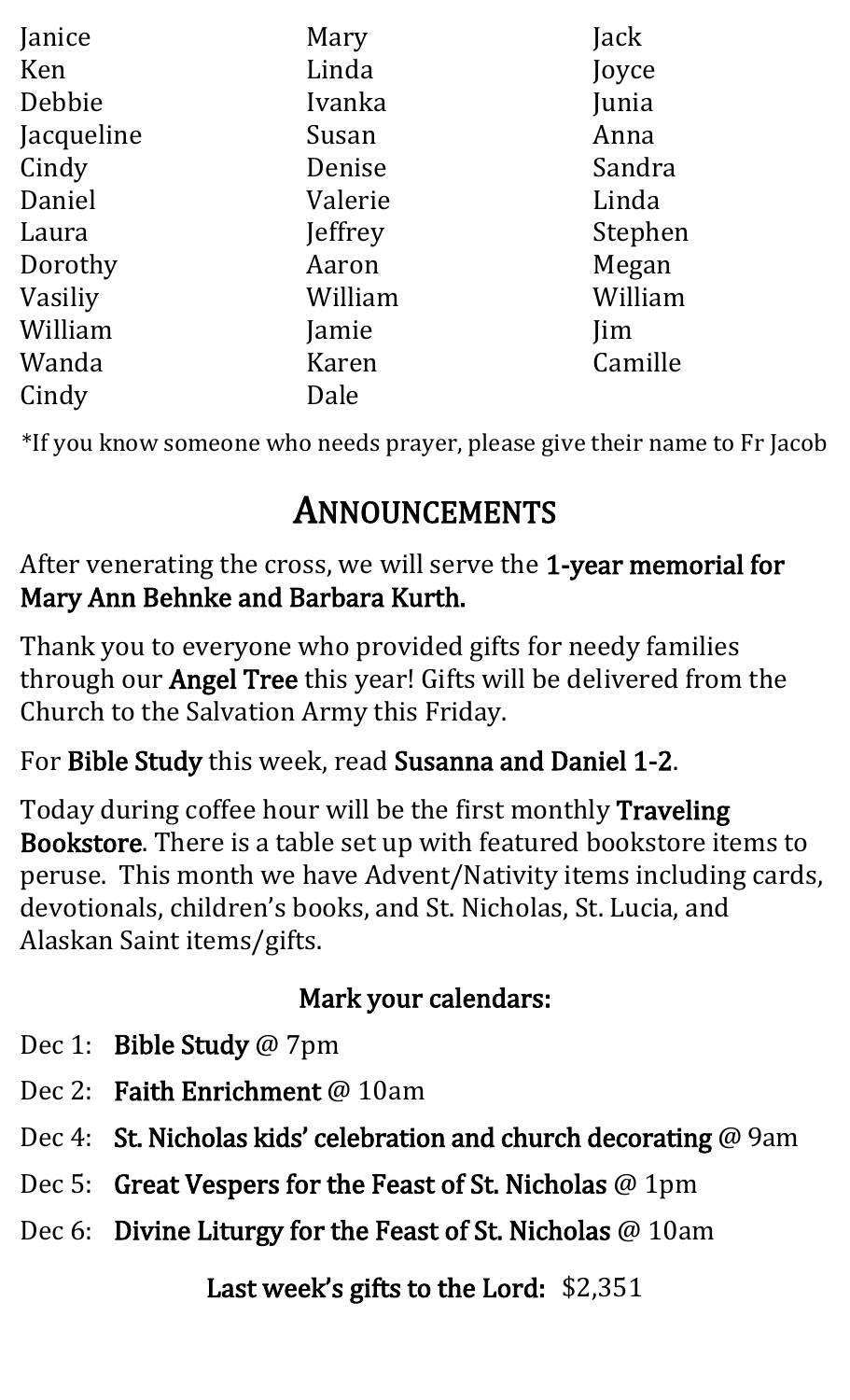Janice
Ken
Debbie
Jacqueline
Cindy
Daniel
Laura
Dorothy
Vasiliy
William
Wanda
Cindy
Mary
Linda
Ivanka
Susan
Denise
Valerie
Jeffrey
Aaron
William
Jamie
Karen
Dale
Jack
Joyce
Junia
Anna
Sandra
Linda
Stephen
Megan
William
Jim
Camille

*If you know someone who needs prayer, please give their name to Fr Jacob

# ANNOUNCEMENTS

After venerating the cross, we will serve the **1-year memorial for Mary Ann Behnke and Barbara Kurth.**

Thank you to everyone who provided gifts for needy families through our **Angel Tree** this year! Gifts will be delivered from the Church to the Salvation Army this Friday.

For **Bible Study** this week, read **Susanna and Daniel 1-2**.

Today during coffee hour will be the first monthly **Traveling Bookstore**. There is a table set up with featured bookstore items to peruse. This month we have Advent/Nativity items including cards, devotionals, children's books, and St. Nicholas, St. Lucia, and Alaskan Saint items/gifts.

**Mark your calendars:**

- Dec 1: **Bible Study** @ 7pm
- Dec 2: **Faith Enrichment** @ 10am
- Dec 4: **St. Nicholas kids' celebration and church decorating** @ 9am
- Dec 5: **Great Vespers for the Feast of St. Nicholas** @ 1pm
- Dec 6: **Divine Liturgy for the Feast of St. Nicholas** @ 10am

**Last week's gifts to the Lord:** $2,351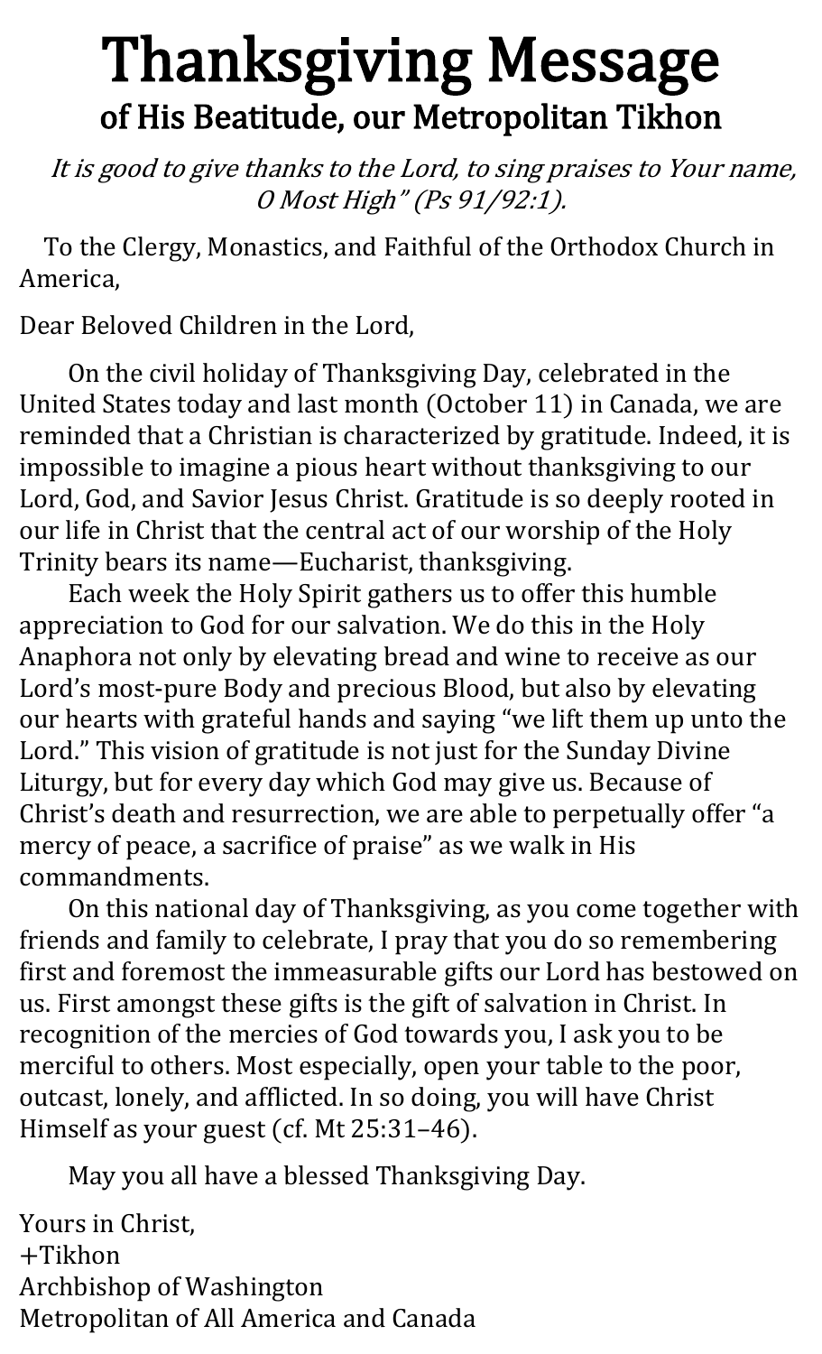# Thanksgiving Message

## of His Beatitude, our Metropolitan Tikhon

*It is good to give thanks to the Lord, to sing praises to Your name, O Most High" (Ps 91/92:1).*

To the Clergy, Monastics, and Faithful of the Orthodox Church in America,

Dear Beloved Children in the Lord,

On the civil holiday of Thanksgiving Day, celebrated in the United States today and last month (October 11) in Canada, we are reminded that a Christian is characterized by gratitude. Indeed, it is impossible to imagine a pious heart without thanksgiving to our Lord, God, and Savior Jesus Christ. Gratitude is so deeply rooted in our life in Christ that the central act of our worship of the Holy Trinity bears its name—Eucharist, thanksgiving.

Each week the Holy Spirit gathers us to offer this humble appreciation to God for our salvation. We do this in the Holy Anaphora not only by elevating bread and wine to receive as our Lord's most-pure Body and precious Blood, but also by elevating our hearts with grateful hands and saying "we lift them up unto the Lord." This vision of gratitude is not just for the Sunday Divine Liturgy, but for every day which God may give us. Because of Christ's death and resurrection, we are able to perpetually offer "a mercy of peace, a sacrifice of praise" as we walk in His commandments.

On this national day of Thanksgiving, as you come together with friends and family to celebrate, I pray that you do so remembering first and foremost the immeasurable gifts our Lord has bestowed on us. First amongst these gifts is the gift of salvation in Christ. In recognition of the mercies of God towards you, I ask you to be merciful to others. Most especially, open your table to the poor, outcast, lonely, and afflicted. In so doing, you will have Christ Himself as your guest (cf. Mt 25:31–46).

May you all have a blessed Thanksgiving Day.

Yours in Christ,  
+Tikhon  
Archbishop of Washington  
Metropolitan of All America and Canada